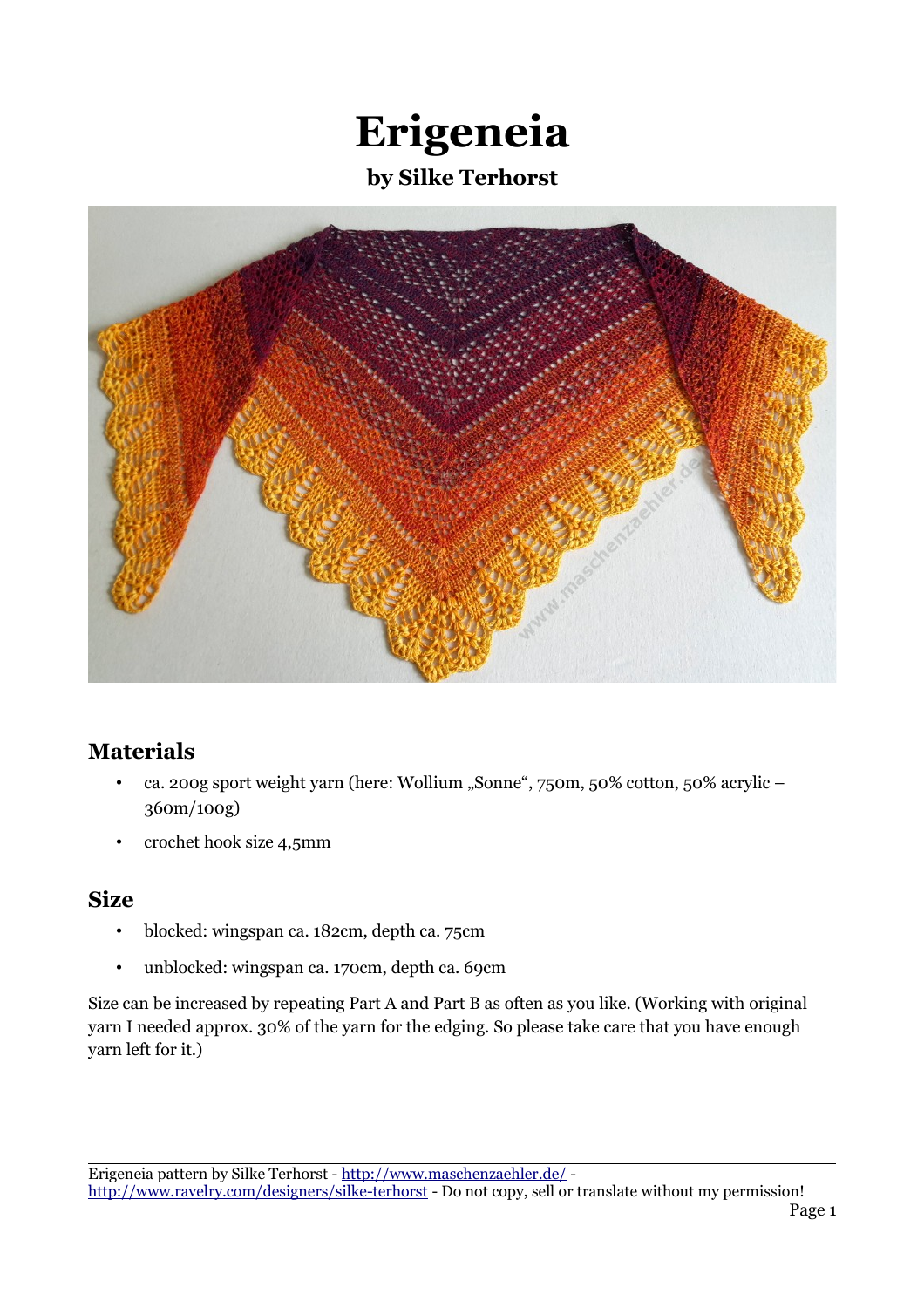# Erigeneia

### by Silke Terhorst

## Materials

- ca. 200g sport weight yarn (here: Wollium „Sonne“, 750m, 50% cotton, 50% acrylic – 360m/100g)
- crochet hook size 4,5mm

## Size

- blocked: wingspan ca. 182cm, depth ca. 75cm
- unblocked: wingspan ca. 170cm, depth ca. 69cm

Size can be increased by repeating Part A and Part B as often as you like. (Working with original yarn I needed approx. 30% of the yarn for the edging. So please take care that you have enough yarn left for it.)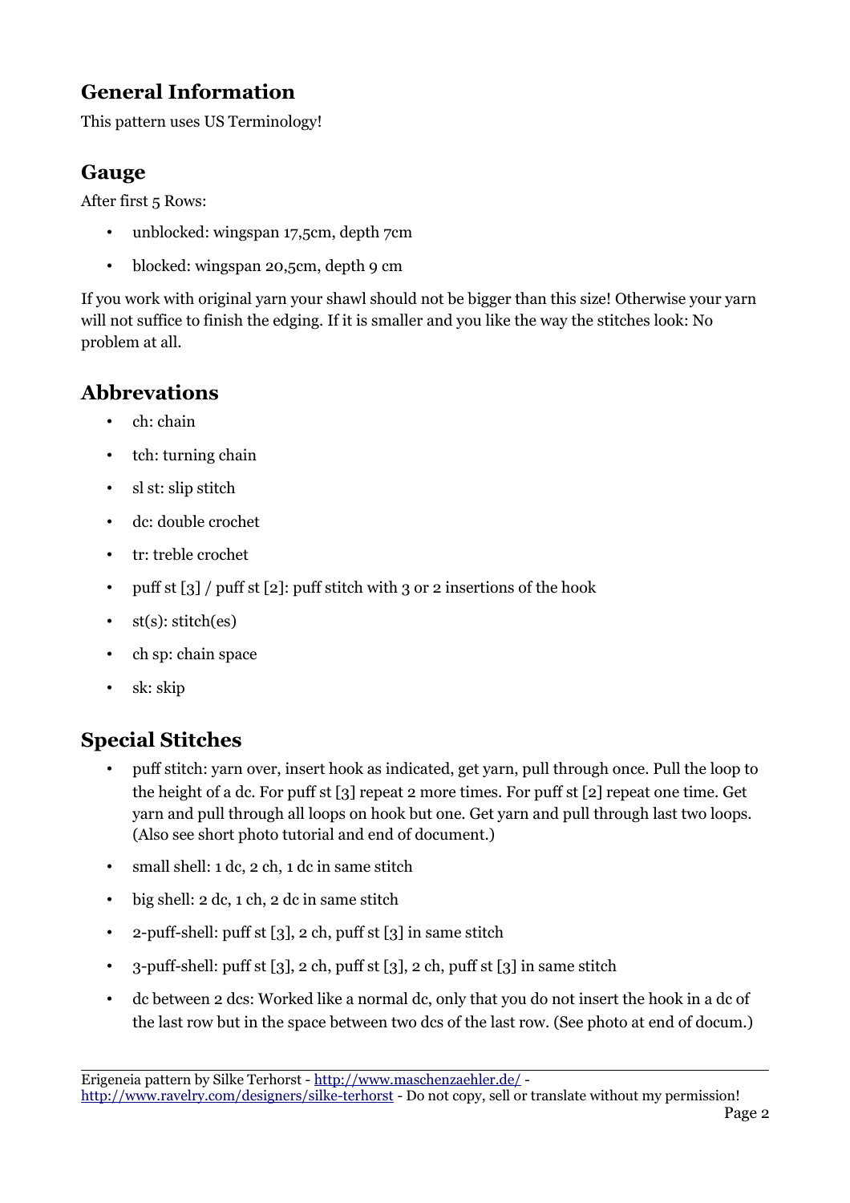## General Information

This pattern uses US Terminology!

## Gauge

After first 5 Rows:

- unblocked: wingspan 17,5cm, depth 7cm
- blocked: wingspan 20,5cm, depth 9 cm

If you work with original yarn your shawl should not be bigger than this size! Otherwise your yarn will not suffice to finish the edging. If it is smaller and you like the way the stitches look: No problem at all.

## Abbrevations

- ch: chain
- tch: turning chain
- sl st: slip stitch
- dc: double crochet
- tr: treble crochet
- puff st [3] / puff st [2]: puff stitch with 3 or 2 insertions of the hook
- st(s): stitch(es)
- ch sp: chain space
- sk: skip

## Special Stitches

- puff stitch: yarn over, insert hook as indicated, get yarn, pull through once. Pull the loop to the height of a dc. For puff st [3] repeat 2 more times. For puff st [2] repeat one time. Get yarn and pull through all loops on hook but one. Get yarn and pull through last two loops. (Also see short photo tutorial and end of document.)
- small shell: 1 dc, 2 ch, 1 dc in same stitch
- big shell: 2 dc, 1 ch, 2 dc in same stitch
- 2-puff-shell: puff st [3], 2 ch, puff st [3] in same stitch
- 3-puff-shell: puff st [3], 2 ch, puff st [3], 2 ch, puff st [3] in same stitch
- dc between 2 dcs: Worked like a normal dc, only that you do not insert the hook in a dc of the last row but in the space between two dcs of the last row. (See photo at end of docum.)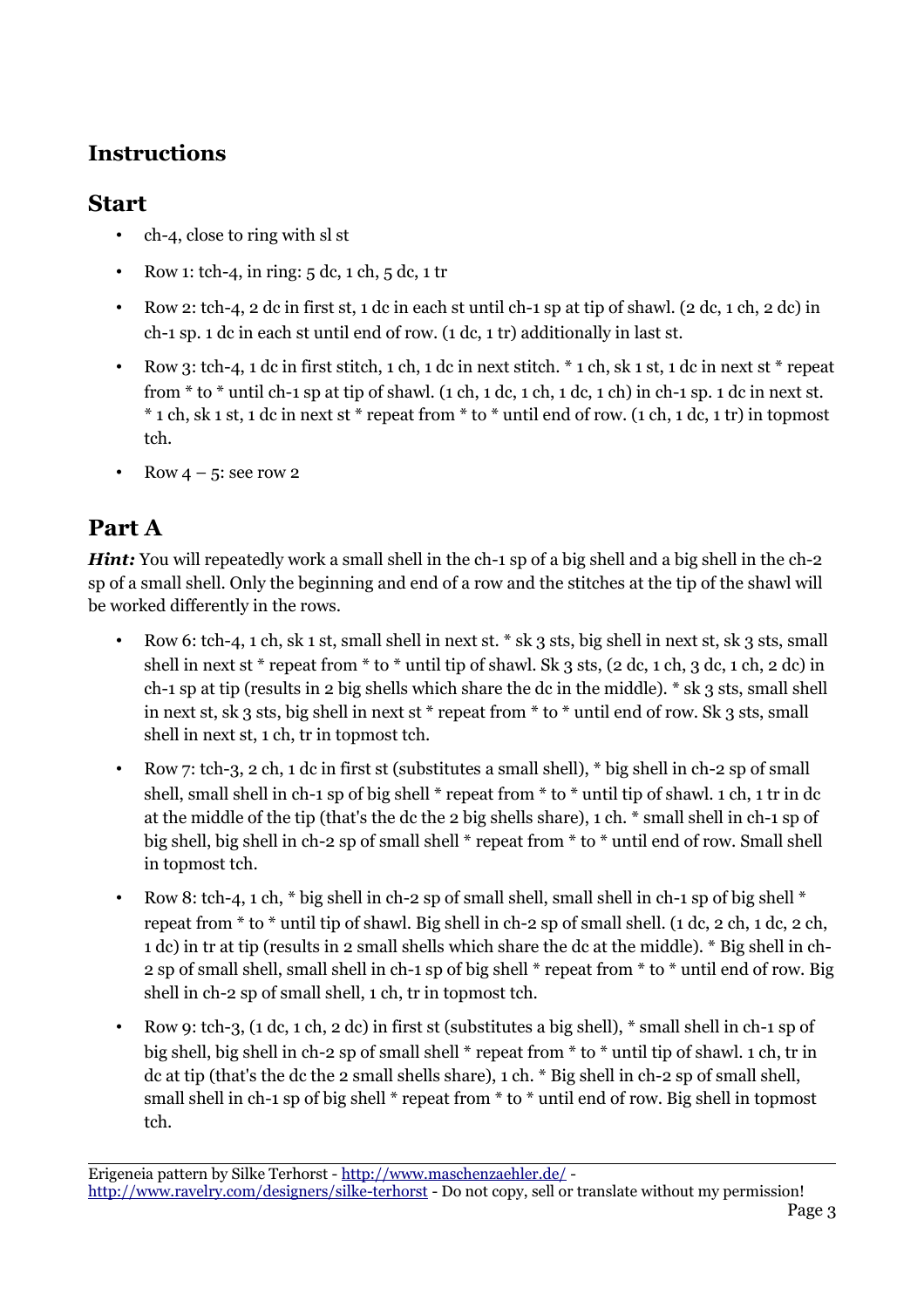## Instructions

## Start

- ch-4, close to ring with sl st
- Row 1: tch-4, in ring: 5 dc, 1 ch, 5 dc, 1 tr
- Row 2: tch-4, 2 dc in first st, 1 dc in each st until ch-1 sp at tip of shawl. (2 dc, 1 ch, 2 dc) in ch-1 sp. 1 dc in each st until end of row. (1 dc, 1 tr) additionally in last st.
- Row 3: tch-4, 1 dc in first stitch, 1 ch, 1 dc in next stitch. * 1 ch, sk 1 st, 1 dc in next st * repeat from * to * until ch-1 sp at tip of shawl. (1 ch, 1 dc, 1 ch, 1 dc, 1 ch) in ch-1 sp. 1 dc in next st. * 1 ch, sk 1 st, 1 dc in next st * repeat from * to * until end of row. (1 ch, 1 dc, 1 tr) in topmost tch.
- Row 4 – 5: see row 2

## Part A

***Hint:*** You will repeatedly work a small shell in the ch-1 sp of a big shell and a big shell in the ch-2 sp of a small shell. Only the beginning and end of a row and the stitches at the tip of the shawl will be worked differently in the rows.

- Row 6: tch-4, 1 ch, sk 1 st, small shell in next st. * sk 3 sts, big shell in next st, sk 3 sts, small shell in next st * repeat from * to * until tip of shawl. Sk 3 sts, (2 dc, 1 ch, 3 dc, 1 ch, 2 dc) in ch-1 sp at tip (results in 2 big shells which share the dc in the middle). * sk 3 sts, small shell in next st, sk 3 sts, big shell in next st * repeat from * to * until end of row. Sk 3 sts, small shell in next st, 1 ch, tr in topmost tch.
- Row 7: tch-3, 2 ch, 1 dc in first st (substitutes a small shell), * big shell in ch-2 sp of small shell, small shell in ch-1 sp of big shell * repeat from * to * until tip of shawl. 1 ch, 1 tr in dc at the middle of the tip (that's the dc the 2 big shells share), 1 ch. * small shell in ch-1 sp of big shell, big shell in ch-2 sp of small shell * repeat from * to * until end of row. Small shell in topmost tch.
- Row 8: tch-4, 1 ch, * big shell in ch-2 sp of small shell, small shell in ch-1 sp of big shell * repeat from * to * until tip of shawl. Big shell in ch-2 sp of small shell. (1 dc, 2 ch, 1 dc, 2 ch, 1 dc) in tr at tip (results in 2 small shells which share the dc at the middle). * Big shell in ch-2 sp of small shell, small shell in ch-1 sp of big shell * repeat from * to * until end of row. Big shell in ch-2 sp of small shell, 1 ch, tr in topmost tch.
- Row 9: tch-3, (1 dc, 1 ch, 2 dc) in first st (substitutes a big shell), * small shell in ch-1 sp of big shell, big shell in ch-2 sp of small shell * repeat from * to * until tip of shawl. 1 ch, tr in dc at tip (that's the dc the 2 small shells share), 1 ch. * Big shell in ch-2 sp of small shell, small shell in ch-1 sp of big shell * repeat from * to * until end of row. Big shell in topmost tch.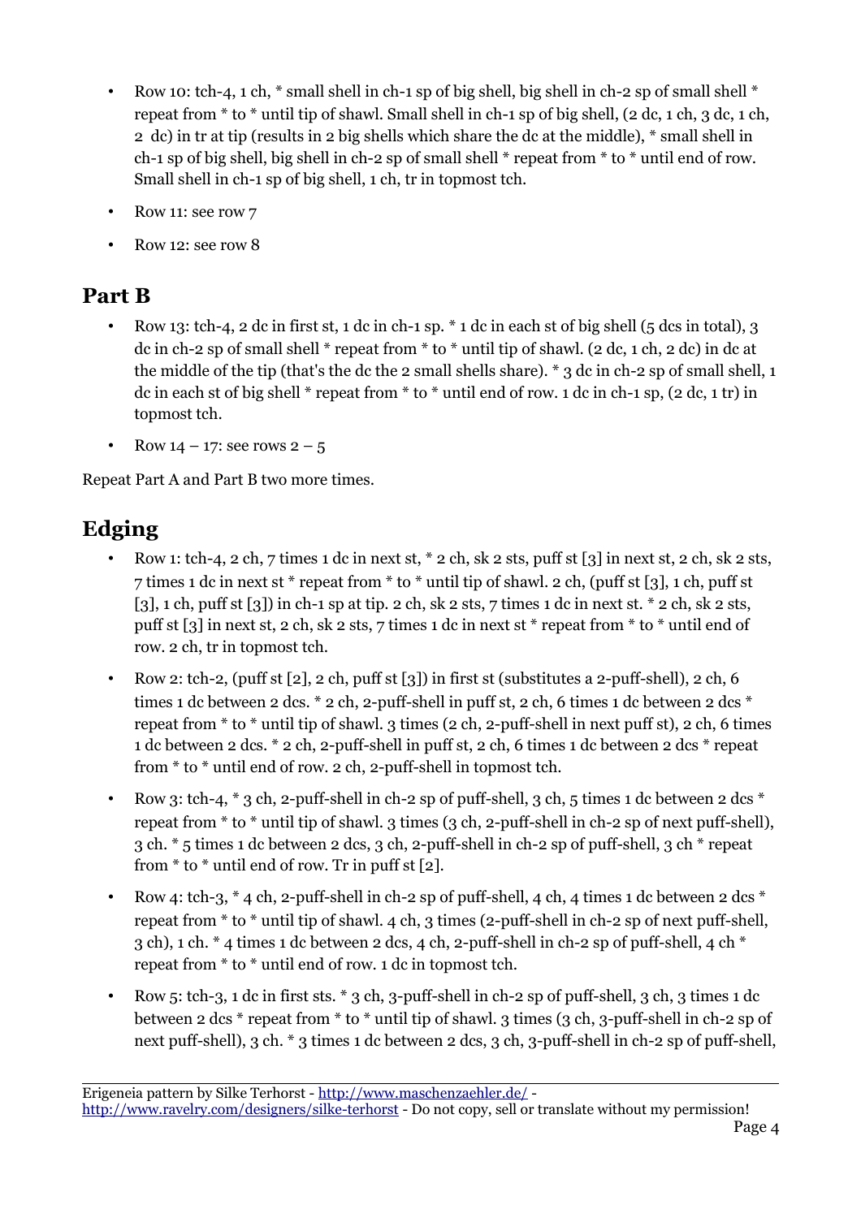- Row 10: tch-4, 1 ch, * small shell in ch-1 sp of big shell, big shell in ch-2 sp of small shell * repeat from * to * until tip of shawl. Small shell in ch-1 sp of big shell, (2 dc, 1 ch, 3 dc, 1 ch, 2 dc) in tr at tip (results in 2 big shells which share the dc at the middle), * small shell in ch-1 sp of big shell, big shell in ch-2 sp of small shell * repeat from * to * until end of row. Small shell in ch-1 sp of big shell, 1 ch, tr in topmost tch.
- Row 11: see row 7
- Row 12: see row 8

## Part B

- Row 13: tch-4, 2 dc in first st, 1 dc in ch-1 sp. * 1 dc in each st of big shell (5 dcs in total), 3 dc in ch-2 sp of small shell * repeat from * to * until tip of shawl. (2 dc, 1 ch, 2 dc) in dc at the middle of the tip (that's the dc the 2 small shells share). * 3 dc in ch-2 sp of small shell, 1 dc in each st of big shell * repeat from * to * until end of row. 1 dc in ch-1 sp, (2 dc, 1 tr) in topmost tch.
- Row 14 – 17: see rows 2 – 5

Repeat Part A and Part B two more times.

## Edging

- Row 1: tch-4, 2 ch, 7 times 1 dc in next st, * 2 ch, sk 2 sts, puff st [3] in next st, 2 ch, sk 2 sts, 7 times 1 dc in next st * repeat from * to * until tip of shawl. 2 ch, (puff st [3], 1 ch, puff st [3], 1 ch, puff st [3]) in ch-1 sp at tip. 2 ch, sk 2 sts, 7 times 1 dc in next st. * 2 ch, sk 2 sts, puff st [3] in next st, 2 ch, sk 2 sts, 7 times 1 dc in next st * repeat from * to * until end of row. 2 ch, tr in topmost tch.
- Row 2: tch-2, (puff st [2], 2 ch, puff st [3]) in first st (substitutes a 2-puff-shell), 2 ch, 6 times 1 dc between 2 dcs. * 2 ch, 2-puff-shell in puff st, 2 ch, 6 times 1 dc between 2 dcs * repeat from * to * until tip of shawl. 3 times (2 ch, 2-puff-shell in next puff st), 2 ch, 6 times 1 dc between 2 dcs. * 2 ch, 2-puff-shell in puff st, 2 ch, 6 times 1 dc between 2 dcs * repeat from * to * until end of row. 2 ch, 2-puff-shell in topmost tch.
- Row 3: tch-4, * 3 ch, 2-puff-shell in ch-2 sp of puff-shell, 3 ch, 5 times 1 dc between 2 dcs * repeat from * to * until tip of shawl. 3 times (3 ch, 2-puff-shell in ch-2 sp of next puff-shell), 3 ch. * 5 times 1 dc between 2 dcs, 3 ch, 2-puff-shell in ch-2 sp of puff-shell, 3 ch * repeat from * to * until end of row. Tr in puff st [2].
- Row 4: tch-3, * 4 ch, 2-puff-shell in ch-2 sp of puff-shell, 4 ch, 4 times 1 dc between 2 dcs * repeat from * to * until tip of shawl. 4 ch, 3 times (2-puff-shell in ch-2 sp of next puff-shell, 3 ch), 1 ch. * 4 times 1 dc between 2 dcs, 4 ch, 2-puff-shell in ch-2 sp of puff-shell, 4 ch * repeat from * to * until end of row. 1 dc in topmost tch.
- Row 5: tch-3, 1 dc in first sts. * 3 ch, 3-puff-shell in ch-2 sp of puff-shell, 3 ch, 3 times 1 dc between 2 dcs * repeat from * to * until tip of shawl. 3 times (3 ch, 3-puff-shell in ch-2 sp of next puff-shell), 3 ch. * 3 times 1 dc between 2 dcs, 3 ch, 3-puff-shell in ch-2 sp of puff-shell,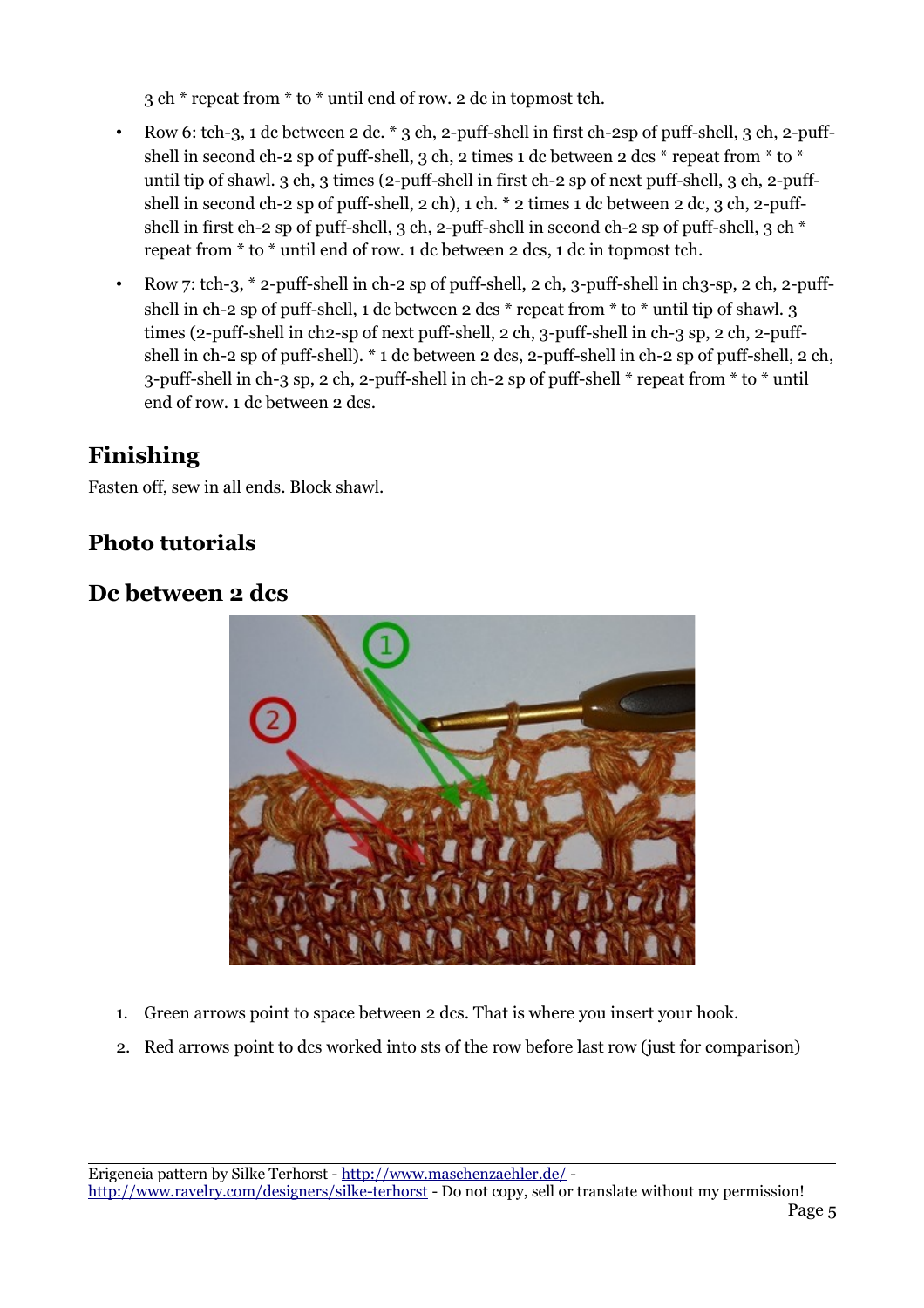3 ch * repeat from * to * until end of row. 2 dc in topmost tch.

- Row 6: tch-3, 1 dc between 2 dc. * 3 ch, 2-puff-shell in first ch-2sp of puff-shell, 3 ch, 2-puff-shell in second ch-2 sp of puff-shell, 3 ch, 2 times 1 dc between 2 dcs * repeat from * to * until tip of shawl. 3 ch, 3 times (2-puff-shell in first ch-2 sp of next puff-shell, 3 ch, 2-puff-shell in second ch-2 sp of puff-shell, 2 ch), 1 ch. * 2 times 1 dc between 2 dc, 3 ch, 2-puff-shell in first ch-2 sp of puff-shell, 3 ch, 2-puff-shell in second ch-2 sp of puff-shell, 3 ch * repeat from * to * until end of row. 1 dc between 2 dcs, 1 dc in topmost tch.
- Row 7: tch-3, * 2-puff-shell in ch-2 sp of puff-shell, 2 ch, 3-puff-shell in ch3-sp, 2 ch, 2-puff-shell in ch-2 sp of puff-shell, 1 dc between 2 dcs * repeat from * to * until tip of shawl. 3 times (2-puff-shell in ch2-sp of next puff-shell, 2 ch, 3-puff-shell in ch-3 sp, 2 ch, 2-puff-shell in ch-2 sp of puff-shell). * 1 dc between 2 dcs, 2-puff-shell in ch-2 sp of puff-shell, 2 ch, 3-puff-shell in ch-3 sp, 2 ch, 2-puff-shell in ch-2 sp of puff-shell * repeat from * to * until end of row. 1 dc between 2 dcs.

## Finishing

Fasten off, sew in all ends. Block shawl.

## Photo tutorials

## Dc between 2 dcs

1. Green arrows point to space between 2 dcs. That is where you insert your hook.
2. Red arrows point to dcs worked into sts of the row before last row (just for comparison)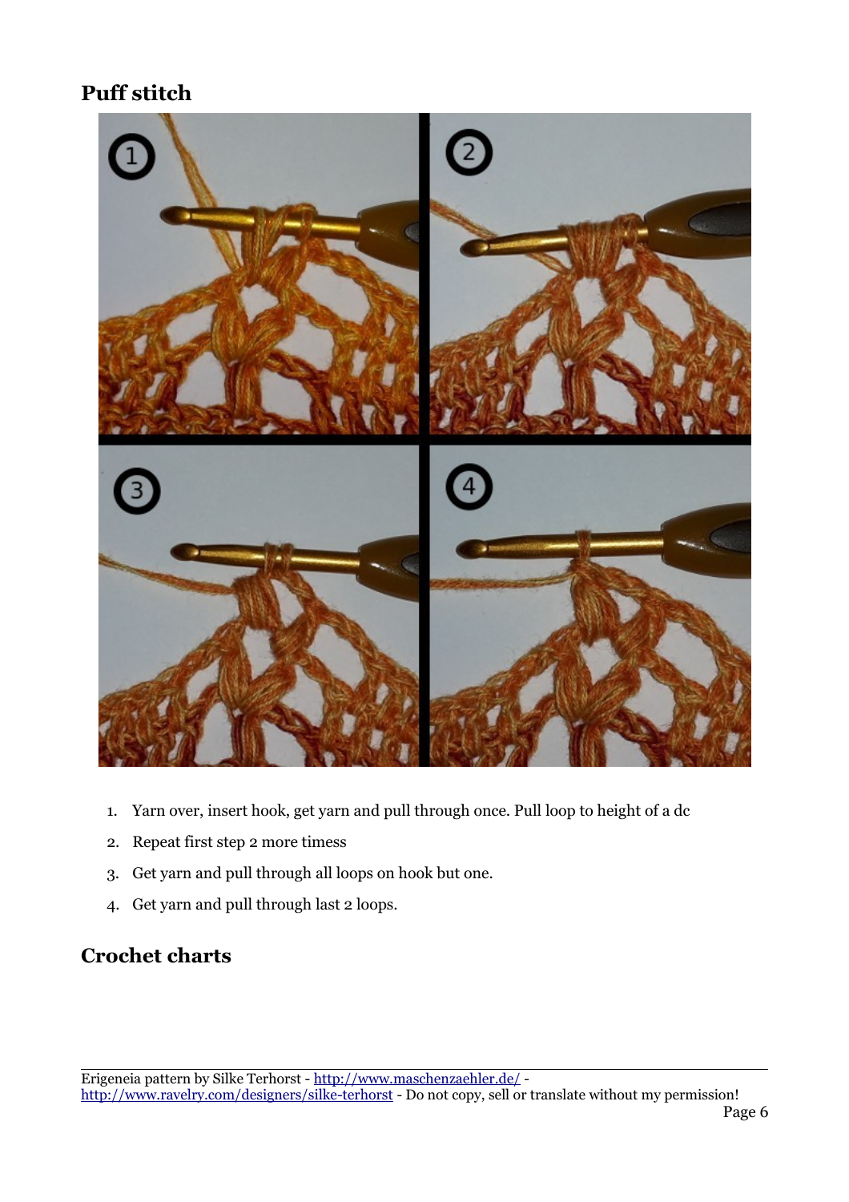## Puff stitch

1. Yarn over, insert hook, get yarn and pull through once. Pull loop to height of a dc
2. Repeat first step 2 more timess
3. Get yarn and pull through all loops on hook but one.
4. Get yarn and pull through last 2 loops.

## Crochet charts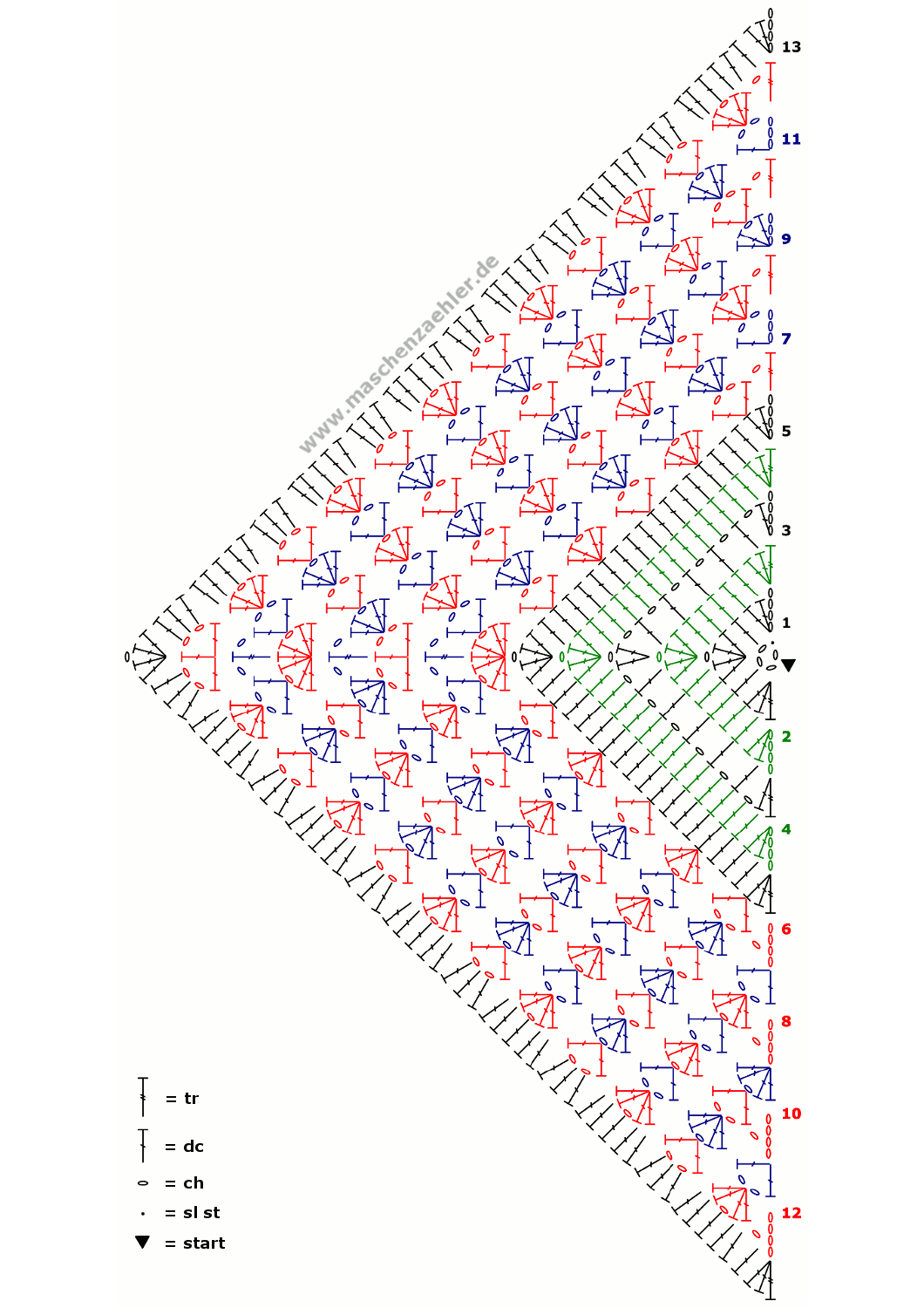13

11

9

7

5

3

1

2

4

6

8

10

12

www.maschenzaehler.de

= tr

= dc

= ch

= sl st

= start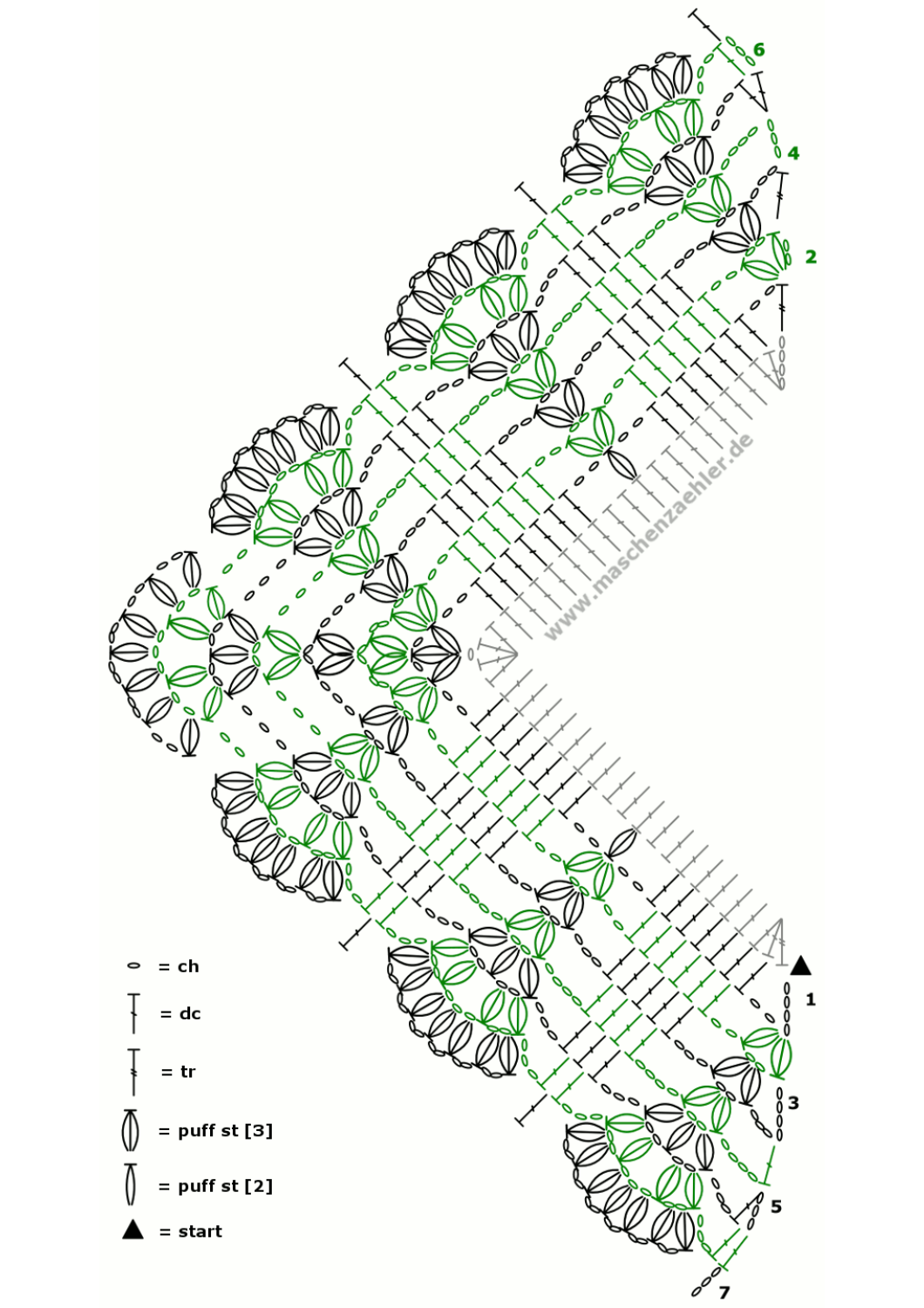6

4

2

www.maschenzaehler.de

1

3

5

7

= ch

= dc

= tr

= puff st [3]

= puff st [2]

= start